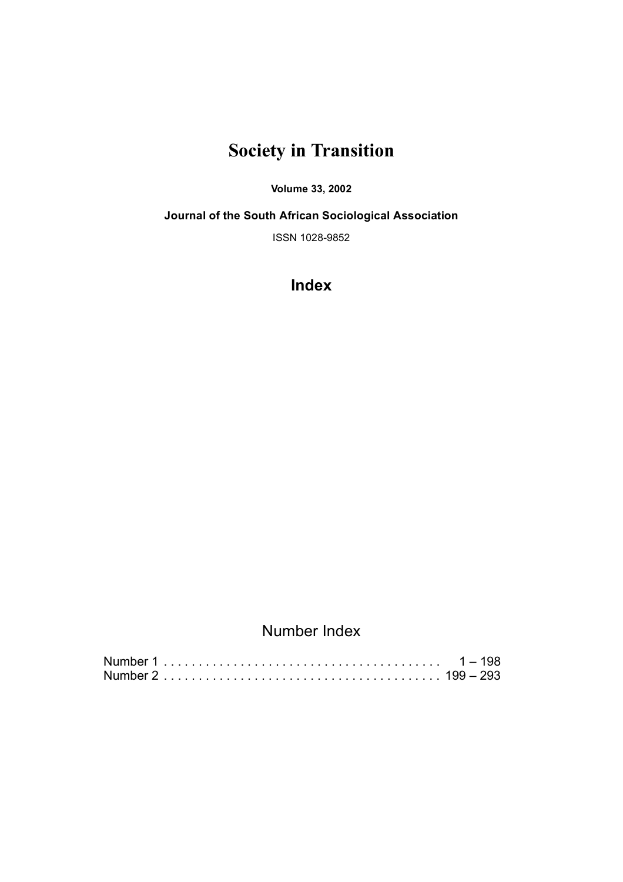# Society in Transition

**Volume 33, 2002**

**Journal of the South African Sociological Association**

ISSN 1028-9852

## Index

### Number Index

Number 1 . . . . . . . . . . . . . . . . . . . . . . . . . . . . . . . . . . . . . . . . 1 – 198
Number 2 . . . . . . . . . . . . . . . . . . . . . . . . . . . . . . . . . . . . . . . . 199 – 293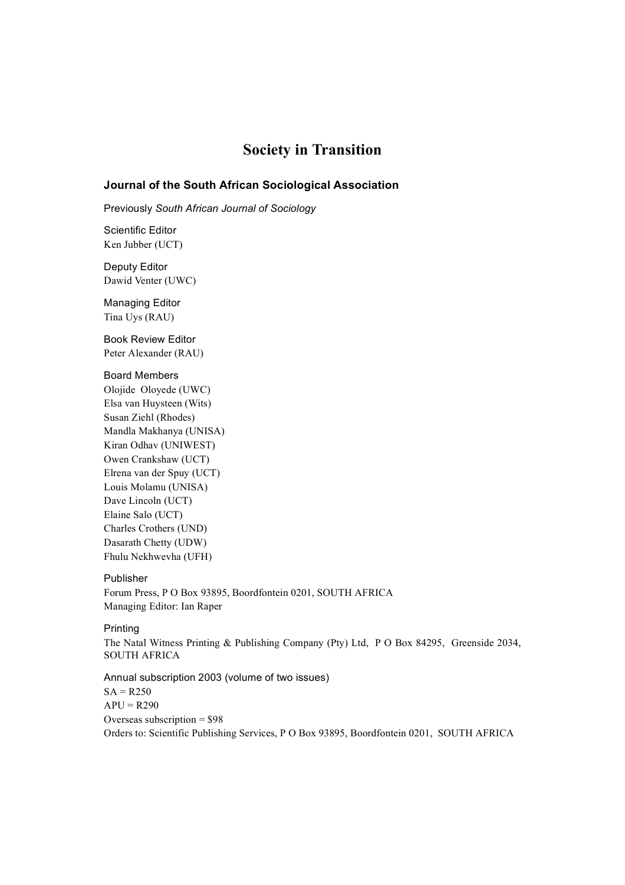# Society in Transition

### Journal of the South African Sociological Association

Previously *South African Journal of Sociology*

Scientific Editor
Ken Jubber (UCT)

Deputy Editor
Dawid Venter (UWC)

Managing Editor
Tina Uys (RAU)

Book Review Editor
Peter Alexander (RAU)

Board Members
Olojide Oloyede (UWC)
Elsa van Huysteen (Wits)
Susan Ziehl (Rhodes)
Mandla Makhanya (UNISA)
Kiran Odhav (UNIWEST)
Owen Crankshaw (UCT)
Elrena van der Spuy (UCT)
Louis Molamu (UNISA)
Dave Lincoln (UCT)
Elaine Salo (UCT)
Charles Crothers (UND)
Dasarath Chetty (UDW)
Fhulu Nekhwevha (UFH)

Publisher
Forum Press, P O Box 93895, Boordfontein 0201, SOUTH AFRICA
Managing Editor: Ian Raper

Printing
The Natal Witness Printing & Publishing Company (Pty) Ltd, P O Box 84295, Greenside 2034, SOUTH AFRICA

Annual subscription 2003 (volume of two issues)
SA = R250
APU = R290
Overseas subscription = $98
Orders to: Scientific Publishing Services, P O Box 93895, Boordfontein 0201, SOUTH AFRICA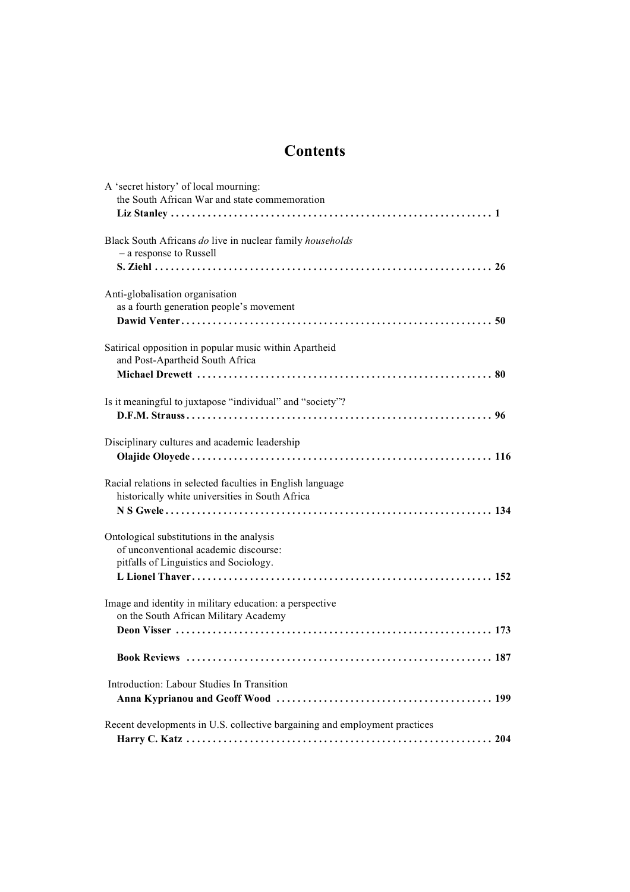# Contents

A 'secret history' of local mourning:
the South African War and state commemoration
**Liz Stanley . . . . . . . . . . . . . . . . . . . . . . . . . . . . . . . . . . . . . . . . . . . . . . . . . . . . . . . . . . . . . 1**

Black South Africans *do* live in nuclear family *households*
– a response to Russell
**S. Ziehl . . . . . . . . . . . . . . . . . . . . . . . . . . . . . . . . . . . . . . . . . . . . . . . . . . . . . . . . . . . . . . . . 26**

Anti-globalisation organisation
as a fourth generation people's movement
**Dawid Venter . . . . . . . . . . . . . . . . . . . . . . . . . . . . . . . . . . . . . . . . . . . . . . . . . . . . . . . . . . . 50**

Satirical opposition in popular music within Apartheid
and Post-Apartheid South Africa
**Michael Drewett . . . . . . . . . . . . . . . . . . . . . . . . . . . . . . . . . . . . . . . . . . . . . . . . . . . . . . . . 80**

Is it meaningful to juxtapose "individual" and "society"?
**D.F.M. Strauss . . . . . . . . . . . . . . . . . . . . . . . . . . . . . . . . . . . . . . . . . . . . . . . . . . . . . . . . . . 96**

Disciplinary cultures and academic leadership
**Olajide Oloyede . . . . . . . . . . . . . . . . . . . . . . . . . . . . . . . . . . . . . . . . . . . . . . . . . . . . . . . . 116**

Racial relations in selected faculties in English language
historically white universities in South Africa
**N S Gwele . . . . . . . . . . . . . . . . . . . . . . . . . . . . . . . . . . . . . . . . . . . . . . . . . . . . . . . . . . . . . 134**

Ontological substitutions in the analysis
of unconventional academic discourse:
pitfalls of Linguistics and Sociology.
**L Lionel Thaver . . . . . . . . . . . . . . . . . . . . . . . . . . . . . . . . . . . . . . . . . . . . . . . . . . . . . . . . 152**

Image and identity in military education: a perspective
on the South African Military Academy
**Deon Visser . . . . . . . . . . . . . . . . . . . . . . . . . . . . . . . . . . . . . . . . . . . . . . . . . . . . . . . . . . . . 173**

**Book Reviews . . . . . . . . . . . . . . . . . . . . . . . . . . . . . . . . . . . . . . . . . . . . . . . . . . . . . . . . . . 187**

Introduction: Labour Studies In Transition
**Anna Kyprianou and Geoff Wood . . . . . . . . . . . . . . . . . . . . . . . . . . . . . . . . . . . . . . . . . 199**

Recent developments in U.S. collective bargaining and employment practices
**Harry C. Katz . . . . . . . . . . . . . . . . . . . . . . . . . . . . . . . . . . . . . . . . . . . . . . . . . . . . . . . . . . 204**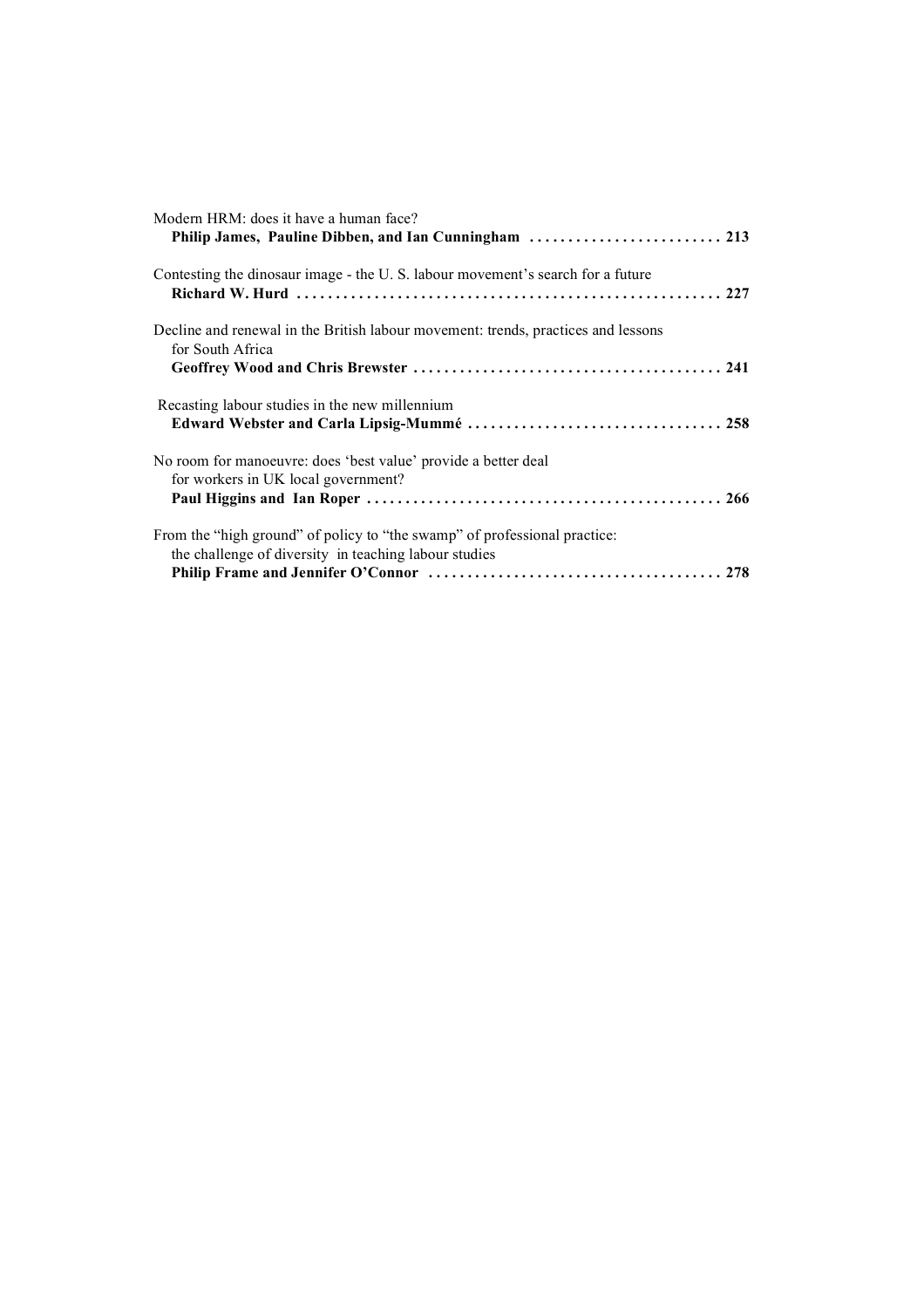Modern HRM: does it have a human face?
**Philip James, Pauline Dibben, and Ian Cunningham . . . . . . . . . . . . . . . . . . . . . . . . . 213**

Contesting the dinosaur image - the U. S. labour movement's search for a future
**Richard W. Hurd . . . . . . . . . . . . . . . . . . . . . . . . . . . . . . . . . . . . . . . . . . . . . . . . . . . . . . 227**

Decline and renewal in the British labour movement: trends, practices and lessons for South Africa
**Geoffrey Wood and Chris Brewster . . . . . . . . . . . . . . . . . . . . . . . . . . . . . . . . . . . . . . . . 241**

Recasting labour studies in the new millennium
**Edward Webster and Carla Lipsig-Mummé . . . . . . . . . . . . . . . . . . . . . . . . . . . . . . . . . 258**

No room for manoeuvre: does 'best value' provide a better deal for workers in UK local government?
**Paul Higgins and Ian Roper . . . . . . . . . . . . . . . . . . . . . . . . . . . . . . . . . . . . . . . . . . . . . . 266**

From the "high ground" of policy to "the swamp" of professional practice: the challenge of diversity in teaching labour studies
**Philip Frame and Jennifer O'Connor . . . . . . . . . . . . . . . . . . . . . . . . . . . . . . . . . . . . . . 278**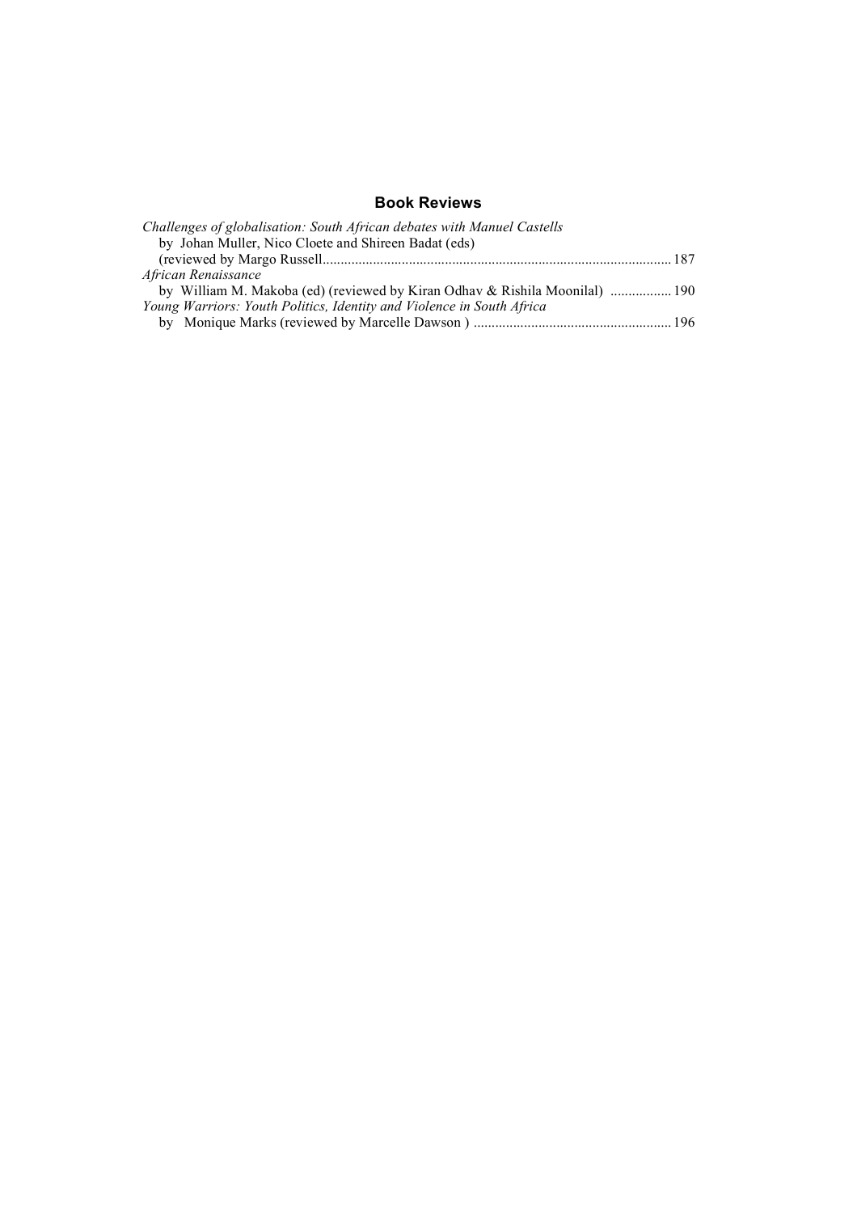## Book Reviews

*Challenges of globalisation: South African debates with Manuel Castells*
by Johan Muller, Nico Cloete and Shireen Badat (eds)
(reviewed by Margo Russell.................................................................................................187

*African Renaissance*
by William M. Makoba (ed) (reviewed by Kiran Odhav & Rishila Moonilal) .................190

*Young Warriors: Youth Politics, Identity and Violence in South Africa*
by Monique Marks (reviewed by Marcelle Dawson ) .......................................................196